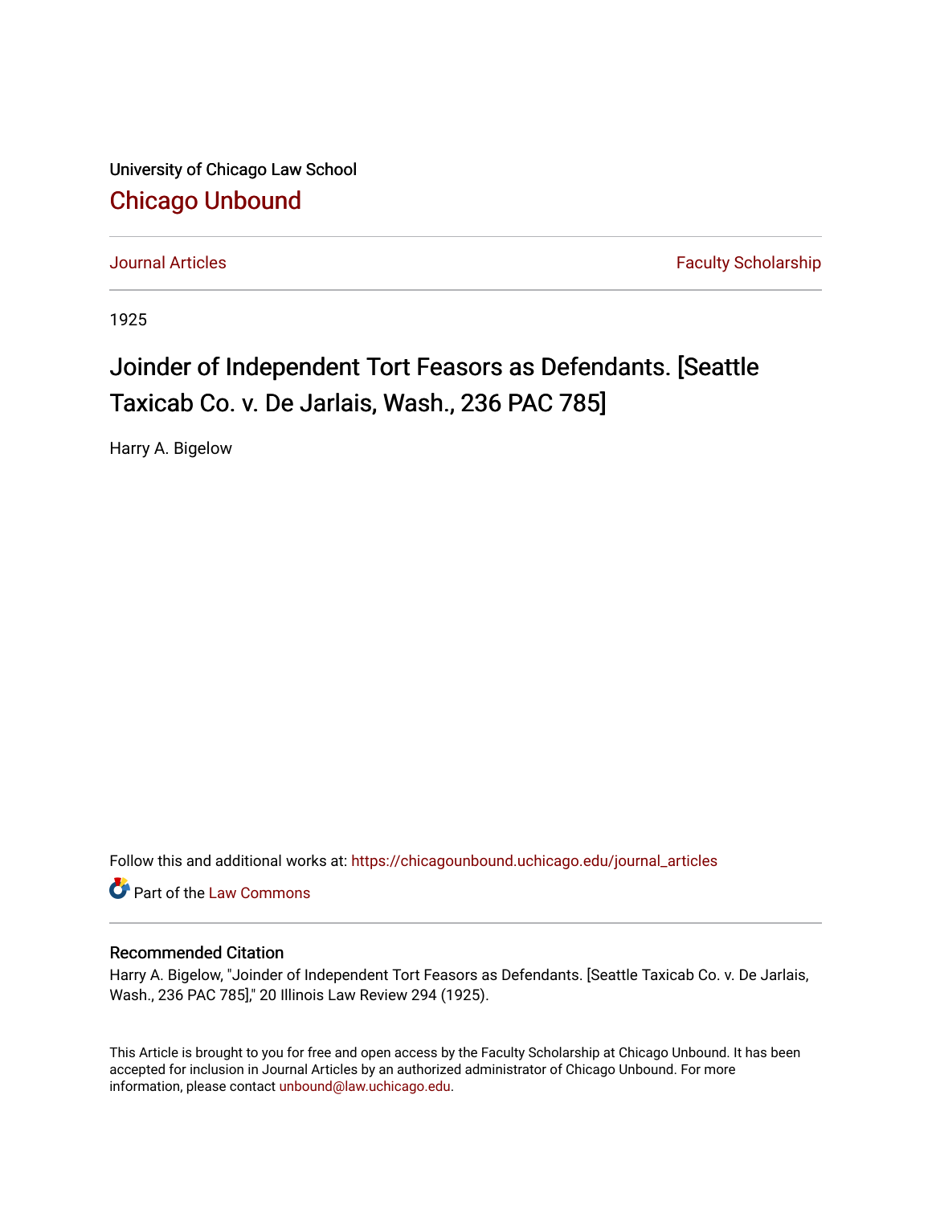University of Chicago Law School

# Chicago Unbound

Journal Articles | Faculty Scholarship

1925

# Joinder of Independent Tort Feasors as Defendants. [Seattle Taxicab Co. v. De Jarlais, Wash., 236 PAC 785]

Harry A. Bigelow

Follow this and additional works at: https://chicagounbound.uchicago.edu/journal_articles

Part of the Law Commons

### Recommended Citation

Harry A. Bigelow, "Joinder of Independent Tort Feasors as Defendants. [Seattle Taxicab Co. v. De Jarlais, Wash., 236 PAC 785]," 20 Illinois Law Review 294 (1925).

This Article is brought to you for free and open access by the Faculty Scholarship at Chicago Unbound. It has been accepted for inclusion in Journal Articles by an authorized administrator of Chicago Unbound. For more information, please contact unbound@law.uchicago.edu.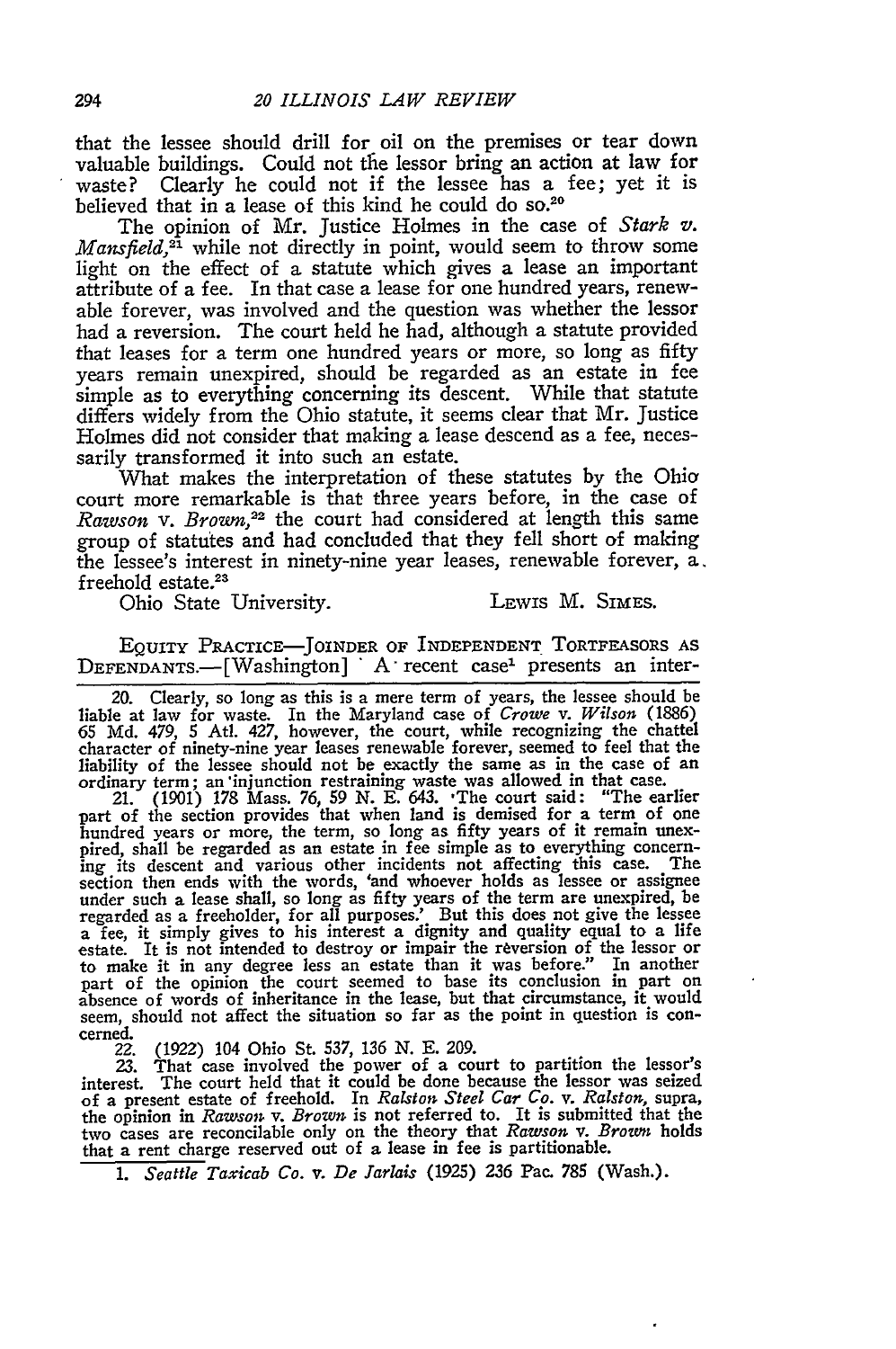that the lessee should drill for oil on the premises or tear down valuable buildings. Could not the lessor bring an action at law for waste? Clearly he could not if the lessee has a fee; yet it is believed that in a lease of this kind he could do so.[20]

The opinion of Mr. Justice Holmes in the case of *Stark v. Mansfield*,[21] while not directly in point, would seem to throw some light on the effect of a statute which gives a lease an important attribute of a fee. In that case a lease for one hundred years, renewable forever, was involved and the question was whether the lessor had a reversion. The court held he had, although a statute provided that leases for a term one hundred years or more, so long as fifty years remain unexpired, should be regarded as an estate in fee simple as to everything concerning its descent. While that statute differs widely from the Ohio statute, it seems clear that Mr. Justice Holmes did not consider that making a lease descend as a fee, necessarily transformed it into such an estate.

What makes the interpretation of these statutes by the Ohio court more remarkable is that three years before, in the case of *Rawson v. Brown*,[22] the court had considered at length this same group of statutes and had concluded that they fell short of making the lessee's interest in ninety-nine year leases, renewable forever, a freehold estate.[23]

Ohio State University. LEWIS M. SIMES.

EQUITY PRACTICE—JOINDER OF INDEPENDENT TORTFEASORS AS DEFENDANTS.—[Washington] A recent case[1] presents an inter-

---

20. Clearly, so long as this is a mere term of years, the lessee should be liable at law for waste. In the Maryland case of *Crowe v. Wilson* (1886) 65 Md. 479, 5 Atl. 427, however, the court, while recognizing the chattel character of ninety-nine year leases renewable forever, seemed to feel that the liability of the lessee should not be exactly the same as in the case of an ordinary term; an injunction restraining waste was allowed in that case.

21. (1901) 178 Mass. 76, 59 N. E. 643. The court said: "The earlier part of the section provides that when land is demised for a term of one hundred years or more, the term, so long as fifty years of it remain unexpired, shall be regarded as an estate in fee simple as to everything concerning its descent and various other incidents not affecting this case. The section then ends with the words, 'and whoever holds as lessee or assignee under such a lease shall, so long as fifty years of the term are unexpired, be regarded as a freeholder, for all purposes.' But this does not give the lessee a fee, it simply gives to his interest a dignity and quality equal to a life estate. It is not intended to destroy or impair the reversion of the lessor or to make it in any degree less an estate than it was before." In another part of the opinion the court seemed to base its conclusion in part on absence of words of inheritance in the lease, but that circumstance, it would seem, should not affect the situation so far as the point in question is concerned.

22. (1922) 104 Ohio St. 537, 136 N. E. 209.

23. That case involved the power of a court to partition the lessor's interest. The court held that it could be done because the lessor was seized of a present estate of freehold. In *Ralston Steel Car Co. v. Ralston*, supra, the opinion in *Rawson v. Brown* is not referred to. It is submitted that the two cases are reconcilable only on the theory that *Rawson v. Brown* holds that a rent charge reserved out of a lease in fee is partitionable.

1. *Seattle Taxicab Co. v. De Jarlais* (1925) 236 Pac. 785 (Wash.).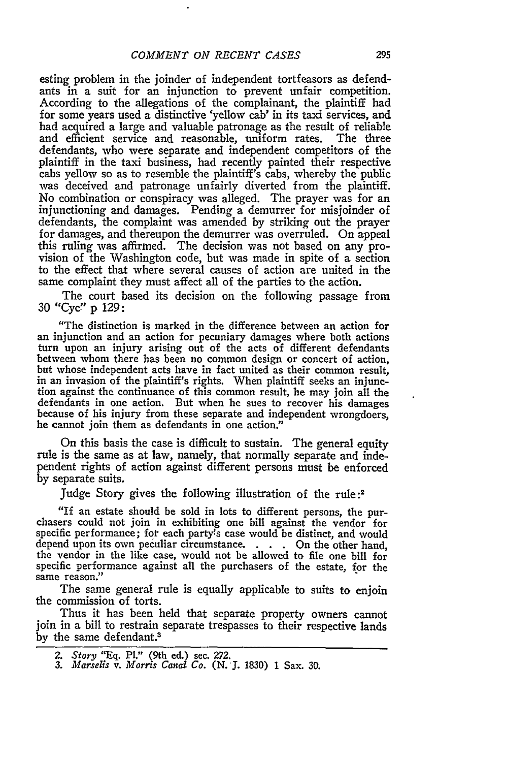esting problem in the joinder of independent tortfeasors as defendants in a suit for an injunction to prevent unfair competition. According to the allegations of the complainant, the plaintiff had for some years used a distinctive 'yellow cab' in its taxi services, and had acquired a large and valuable patronage as the result of reliable and efficient service and reasonable, uniform rates. The three defendants, who were separate and independent competitors of the plaintiff in the taxi business, had recently painted their respective cabs yellow so as to resemble the plaintiff's cabs, whereby the public was deceived and patronage unfairly diverted from the plaintiff. No combination or conspiracy was alleged. The prayer was for an injunctioning and damages. Pending a demurrer for misjoinder of defendants, the complaint was amended by striking out the prayer for damages, and thereupon the demurrer was overruled. On appeal this ruling was affirmed. The decision was not based on any provision of the Washington code, but was made in spite of a section to the effect that where several causes of action are united in the same complaint they must affect all of the parties to the action.

The court based its decision on the following passage from 30 "Cyc" p 129:

> "The distinction is marked in the difference between an action for an injunction and an action for pecuniary damages where both actions turn upon an injury arising out of the acts of different defendants between whom there has been no common design or concert of action, but whose independent acts have in fact united as their common result, in an invasion of the plaintiff's rights. When plaintiff seeks an injunction against the continuance of this common result, he may join all the defendants in one action. But when he sues to recover his damages because of his injury from these separate and independent wrongdoers, he cannot join them as defendants in one action."

On this basis the case is difficult to sustain. The general equity rule is the same as at law, namely, that normally separate and independent rights of action against different persons must be enforced by separate suits.

Judge Story gives the following illustration of the rule:[2]

> "If an estate should be sold in lots to different persons, the purchasers could not join in exhibiting one bill against the vendor for specific performance; for each party's case would be distinct, and would depend upon its own peculiar circumstance. . . . On the other hand, the vendor in the like case, would not be allowed to file one bill for specific performance against all the purchasers of the estate, for the same reason."

The same general rule is equally applicable to suits to enjoin the commission of torts.

Thus it has been held that separate property owners cannot join in a bill to restrain separate trespasses to their respective lands by the same defendant.[3]

---

2. *Story* "Eq. Pl." (9th ed.) sec. 272.
3. *Marselis v. Morris Canal Co.* (N. J. 1830) 1 Sax. 30.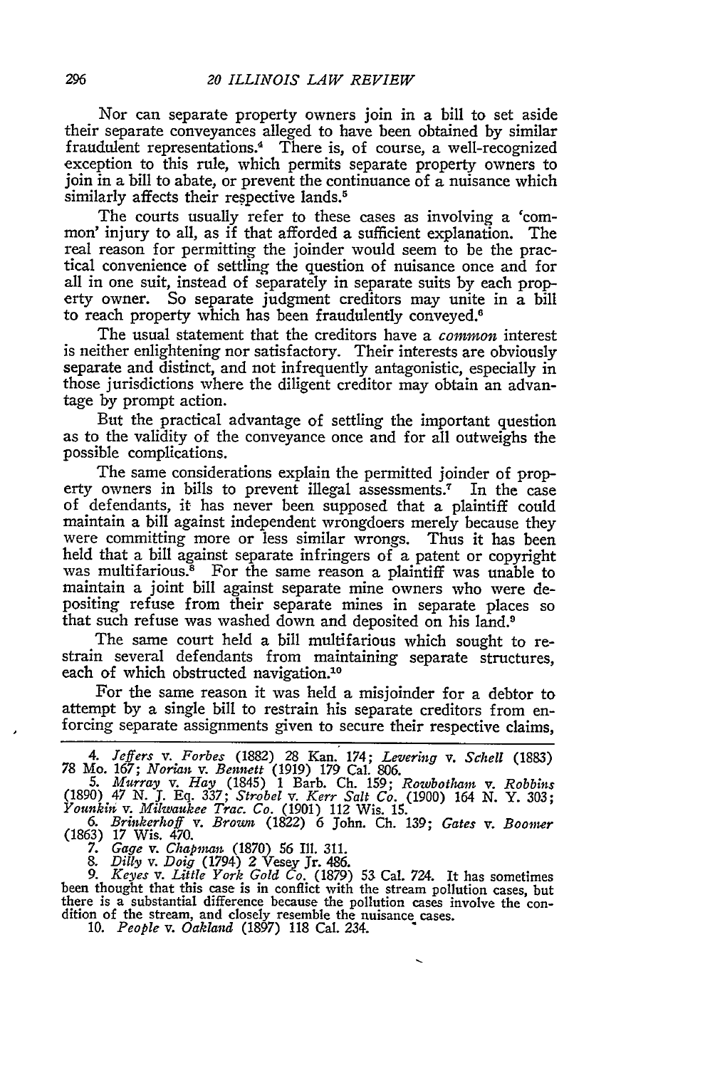Nor can separate property owners join in a bill to set aside their separate conveyances alleged to have been obtained by similar fraudulent representations.[4] There is, of course, a well-recognized exception to this rule, which permits separate property owners to join in a bill to abate, or prevent the continuance of a nuisance which similarly affects their respective lands.[5]

The courts usually refer to these cases as involving a 'common' injury to all, as if that afforded a sufficient explanation. The real reason for permitting the joinder would seem to be the practical convenience of settling the question of nuisance once and for all in one suit, instead of separately in separate suits by each property owner. So separate judgment creditors may unite in a bill to reach property which has been fraudulently conveyed.[6]

The usual statement that the creditors have a *common* interest is neither enlightening nor satisfactory. Their interests are obviously separate and distinct, and not infrequently antagonistic, especially in those jurisdictions where the diligent creditor may obtain an advantage by prompt action.

But the practical advantage of settling the important question as to the validity of the conveyance once and for all outweighs the possible complications.

The same considerations explain the permitted joinder of property owners in bills to prevent illegal assessments.[7] In the case of defendants, it has never been supposed that a plaintiff could maintain a bill against independent wrongdoers merely because they were committing more or less similar wrongs. Thus it has been held that a bill against separate infringers of a patent or copyright was multifarious.[8] For the same reason a plaintiff was unable to maintain a joint bill against separate mine owners who were depositing refuse from their separate mines in separate places so that such refuse was washed down and deposited on his land.[9]

The same court held a bill multifarious which sought to restrain several defendants from maintaining separate structures, each of which obstructed navigation.[10]

For the same reason it was held a misjoinder for a debtor to attempt by a single bill to restrain his separate creditors from enforcing separate assignments given to secure their respective claims,

---

4. *Jeffers* v. *Forbes* (1882) 28 Kan. 174; *Levering* v. *Schell* (1883) 78 Mo. 167; *Norian* v. *Bennett* (1919) 179 Cal. 806.

5. *Murray* v. *Hay* (1845) 1 Barb. Ch. 159; *Rowbotham* v. *Robbins* (1890) 47 N. J. Eq. 337; *Strobel* v. *Kerr Salt Co.* (1900) 164 N. Y. 303; *Younkin* v. *Milwaukee Trac. Co.* (1901) 112 Wis. 15.

6. *Brinkerhoff* v. *Brown* (1822) 6 John. Ch. 139; *Gates* v. *Boomer* (1863) 17 Wis. 470.

7. *Gage* v. *Chapman* (1870) 56 Ill. 311.

8. *Dilly* v. *Doig* (1794) 2 Vesey Jr. 486.

9. *Keyes* v. *Little York Gold Co.* (1879) 53 Cal. 724. It has sometimes been thought that this case is in conflict with the stream pollution cases, but there is a substantial difference because the pollution cases involve the condition of the stream, and closely resemble the nuisance cases.

10. *People* v. *Oakland* (1897) 118 Cal. 234.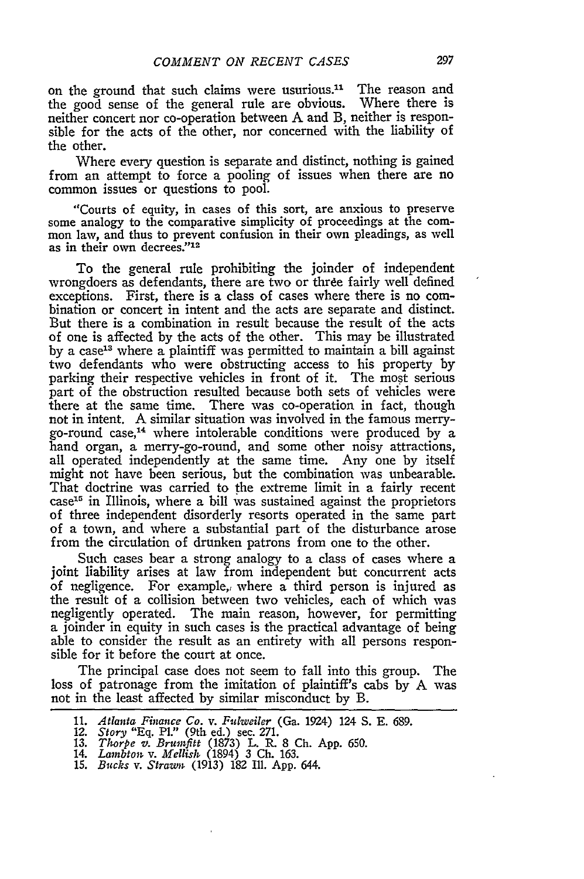on the ground that such claims were usurious.[11] The reason and the good sense of the general rule are obvious. Where there is neither concert nor co-operation between A and B, neither is responsible for the acts of the other, nor concerned with the liability of the other.

Where every question is separate and distinct, nothing is gained from an attempt to force a pooling of issues when there are no common issues or questions to pool.

> "Courts of equity, in cases of this sort, are anxious to preserve some analogy to the comparative simplicity of proceedings at the common law, and thus to prevent confusion in their own pleadings, as well as in their own decrees."[12]

To the general rule prohibiting the joinder of independent wrongdoers as defendants, there are two or three fairly well defined exceptions. First, there is a class of cases where there is no combination or concert in intent and the acts are separate and distinct. But there is a combination in result because the result of the acts of one is affected by the acts of the other. This may be illustrated by a case[13] where a plaintiff was permitted to maintain a bill against two defendants who were obstructing access to his property by parking their respective vehicles in front of it. The most serious part of the obstruction resulted because both sets of vehicles were there at the same time. There was co-operation in fact, though not in intent. A similar situation was involved in the famous merry-go-round case,[14] where intolerable conditions were produced by a hand organ, a merry-go-round, and some other noisy attractions, all operated independently at the same time. Any one by itself might not have been serious, but the combination was unbearable. That doctrine was carried to the extreme limit in a fairly recent case[15] in Illinois, where a bill was sustained against the proprietors of three independent disorderly resorts operated in the same part of a town, and where a substantial part of the disturbance arose from the circulation of drunken patrons from one to the other.

Such cases bear a strong analogy to a class of cases where a joint liability arises at law from independent but concurrent acts of negligence. For example, where a third person is injured as the result of a collision between two vehicles, each of which was negligently operated. The main reason, however, for permitting a joinder in equity in such cases is the practical advantage of being able to consider the result as an entirety with all persons responsible for it before the court at once.

The principal case does not seem to fall into this group. The loss of patronage from the imitation of plaintiff's cabs by A was not in the least affected by similar misconduct by B.

---

11. *Atlanta Finance Co.* v. *Fulweiler* (Ga. 1924) 124 S. E. 689.
12. *Story* "Eq. Pl." (9th ed.) sec. 271.
13. *Thorpe v. Brumfitt* (1873) L. R. 8 Ch. App. 650.
14. *Lambton* v. *Mellish* (1894) 3 Ch. 163.
15. *Bucks* v. *Strawn* (1913) 182 Ill. App. 644.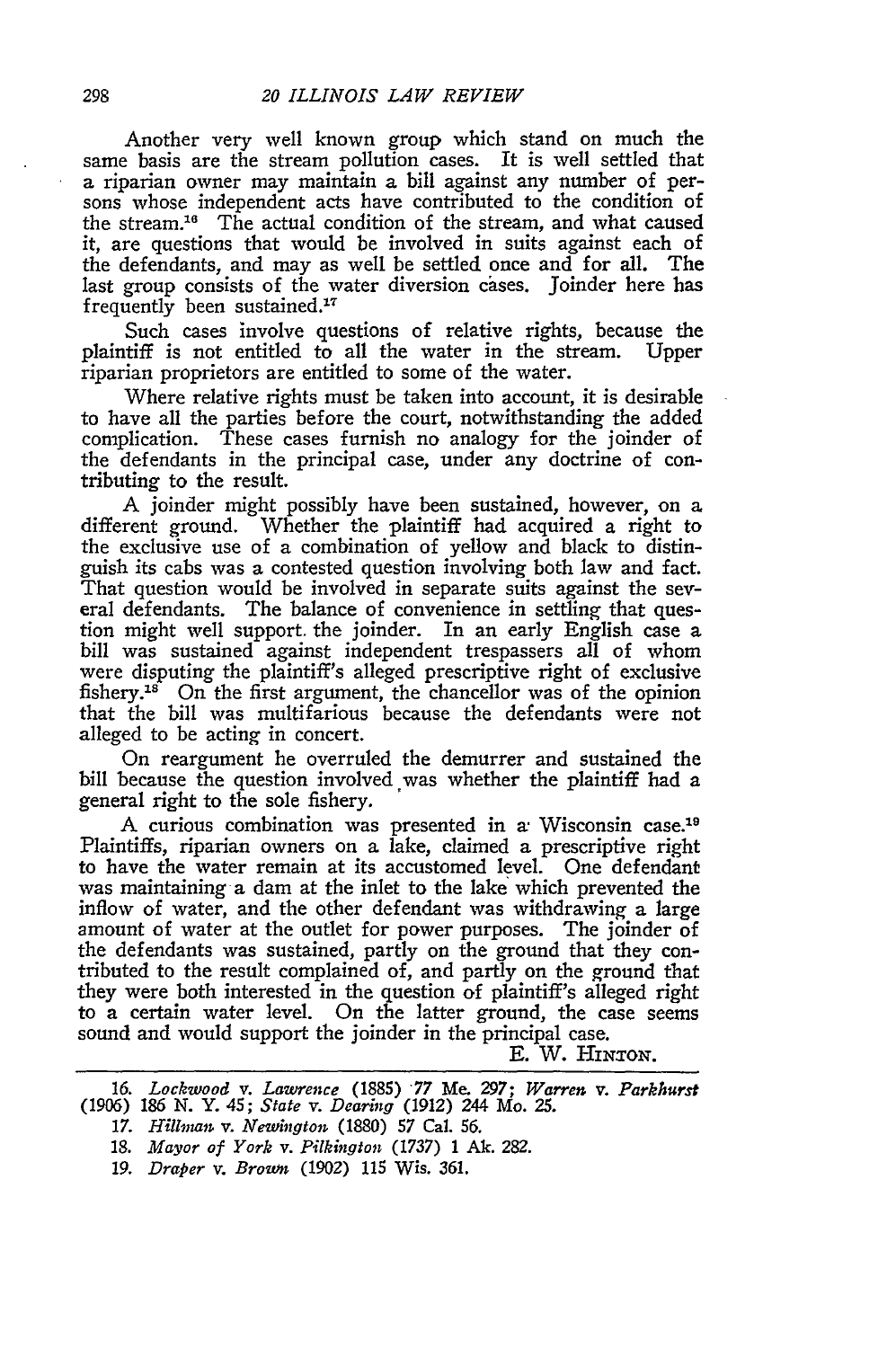Another very well known group which stand on much the same basis are the stream pollution cases. It is well settled that a riparian owner may maintain a bill against any number of persons whose independent acts have contributed to the condition of the stream.[16] The actual condition of the stream, and what caused it, are questions that would be involved in suits against each of the defendants, and may as well be settled once and for all. The last group consists of the water diversion cases. Joinder here has frequently been sustained.[17]

Such cases involve questions of relative rights, because the plaintiff is not entitled to all the water in the stream. Upper riparian proprietors are entitled to some of the water.

Where relative rights must be taken into account, it is desirable to have all the parties before the court, notwithstanding the added complication. These cases furnish no analogy for the joinder of the defendants in the principal case, under any doctrine of contributing to the result.

A joinder might possibly have been sustained, however, on a different ground. Whether the plaintiff had acquired a right to the exclusive use of a combination of yellow and black to distinguish its cabs was a contested question involving both law and fact. That question would be involved in separate suits against the several defendants. The balance of convenience in settling that question might well support the joinder. In an early English case a bill was sustained against independent trespassers all of whom were disputing the plaintiff's alleged prescriptive right of exclusive fishery.[18] On the first argument, the chancellor was of the opinion that the bill was multifarious because the defendants were not alleged to be acting in concert.

On reargument he overruled the demurrer and sustained the bill because the question involved was whether the plaintiff had a general right to the sole fishery.

A curious combination was presented in a Wisconsin case.[19] Plaintiffs, riparian owners on a lake, claimed a prescriptive right to have the water remain at its accustomed level. One defendant was maintaining a dam at the inlet to the lake which prevented the inflow of water, and the other defendant was withdrawing a large amount of water at the outlet for power purposes. The joinder of the defendants was sustained, partly on the ground that they contributed to the result complained of, and partly on the ground that they were both interested in the question of plaintiff's alleged right to a certain water level. On the latter ground, the case seems sound and would support the joinder in the principal case.

E. W. HINTON.

---

16. *Lockwood* v. *Lawrence* (1885) 77 Me. 297; *Warren* v. *Parkhurst* (1906) 186 N. Y. 45; *State* v. *Dearing* (1912) 244 Mo. 25.

17. *Hillman* v. *Newington* (1880) 57 Cal. 56.

18. *Mayor of York* v. *Pilkington* (1737) 1 Ak. 282.

19. *Draper* v. *Brown* (1902) 115 Wis. 361.